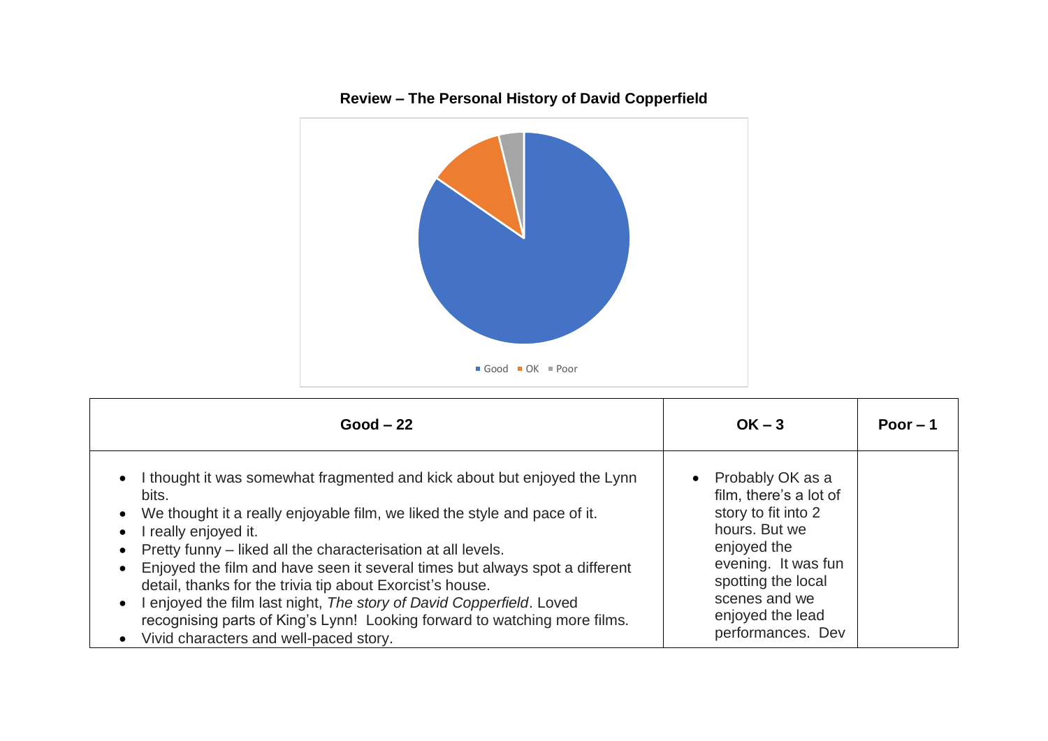**Review – The Personal History of David Copperfield**

Good  OK  Poor

| Good – 22 | OK – 3 | Poor – 1 |
| --- | --- | --- |
| • I thought it was somewhat fragmented and kick about but enjoyed the Lynn bits.<br>• We thought it a really enjoyable film, we liked the style and pace of it.<br>• I really enjoyed it.<br>• Pretty funny – liked all the characterisation at all levels.<br>• Enjoyed the film and have seen it several times but always spot a different detail, thanks for the trivia tip about Exorcist's house.<br>• I enjoyed the film last night, *The story of David Copperfield*. Loved recognising parts of King's Lynn! Looking forward to watching more films.<br>• Vivid characters and well-paced story. | • Probably OK as a film, there's a lot of story to fit into 2 hours. But we enjoyed the evening. It was fun spotting the local scenes and we enjoyed the lead performances. Dev | |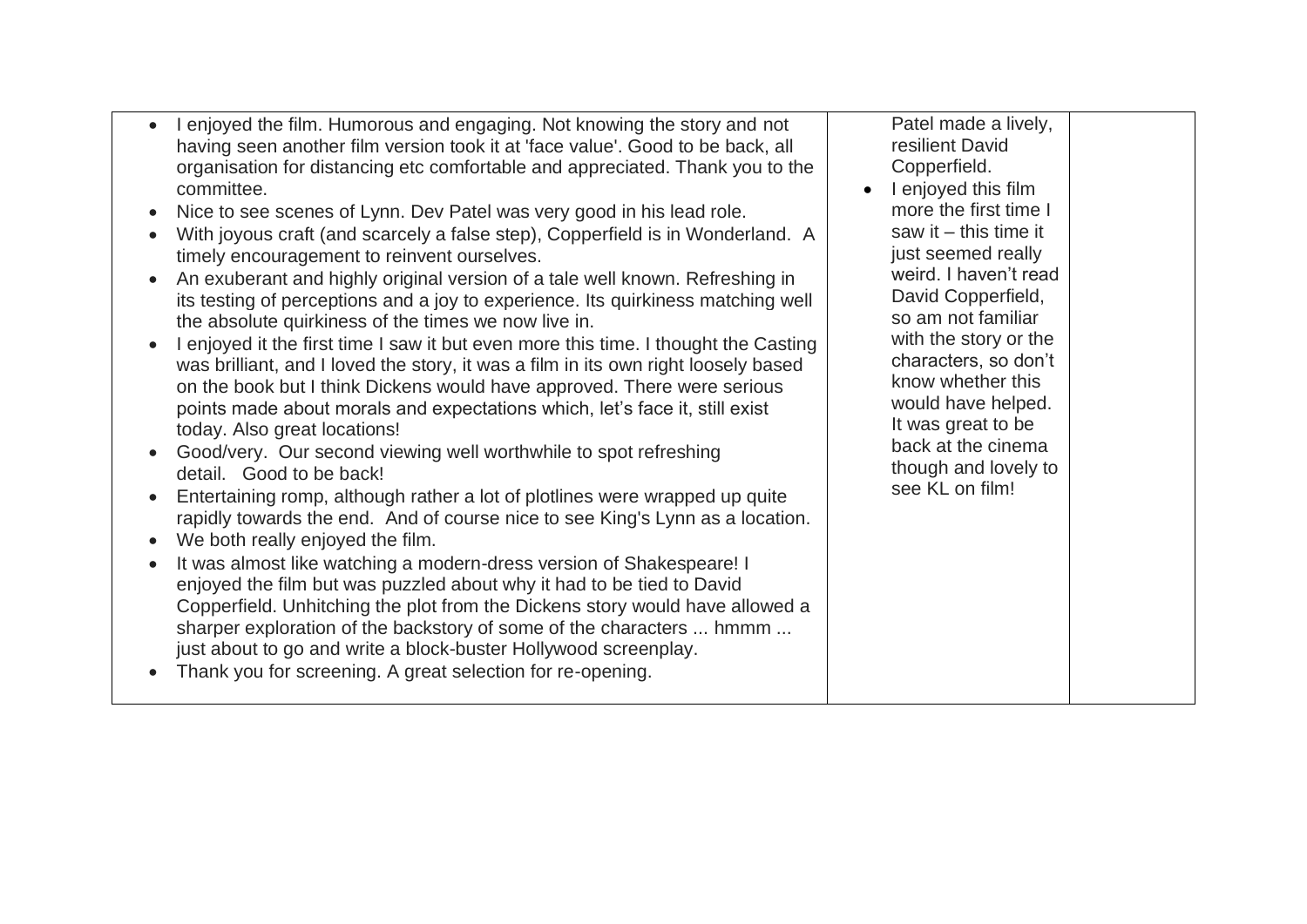| | | |
|---|---|---|
| • I enjoyed the film. Humorous and engaging. Not knowing the story and not having seen another film version took it at 'face value'. Good to be back, all organisation for distancing etc comfortable and appreciated. Thank you to the committee.<br>• Nice to see scenes of Lynn. Dev Patel was very good in his lead role.<br>• With joyous craft (and scarcely a false step), Copperfield is in Wonderland. A timely encouragement to reinvent ourselves.<br>• An exuberant and highly original version of a tale well known. Refreshing in its testing of perceptions and a joy to experience. Its quirkiness matching well the absolute quirkiness of the times we now live in.<br>• I enjoyed it the first time I saw it but even more this time. I thought the Casting was brilliant, and I loved the story, it was a film in its own right loosely based on the book but I think Dickens would have approved. There were serious points made about morals and expectations which, let's face it, still exist today. Also great locations!<br>• Good/very. Our second viewing well worthwhile to spot refreshing detail. Good to be back!<br>• Entertaining romp, although rather a lot of plotlines were wrapped up quite rapidly towards the end. And of course nice to see King's Lynn as a location.<br>• We both really enjoyed the film.<br>• It was almost like watching a modern-dress version of Shakespeare! I enjoyed the film but was puzzled about why it had to be tied to David Copperfield. Unhitching the plot from the Dickens story would have allowed a sharper exploration of the backstory of some of the characters ... hmmm ... just about to go and write a block-buster Hollywood screenplay.<br>• Thank you for screening. A great selection for re-opening. | Patel made a lively, resilient David Copperfield.<br>• I enjoyed this film more the first time I saw it – this time it just seemed really weird. I haven't read David Copperfield, so am not familiar with the story or the characters, so don't know whether this would have helped. It was great to be back at the cinema though and lovely to see KL on film! | |